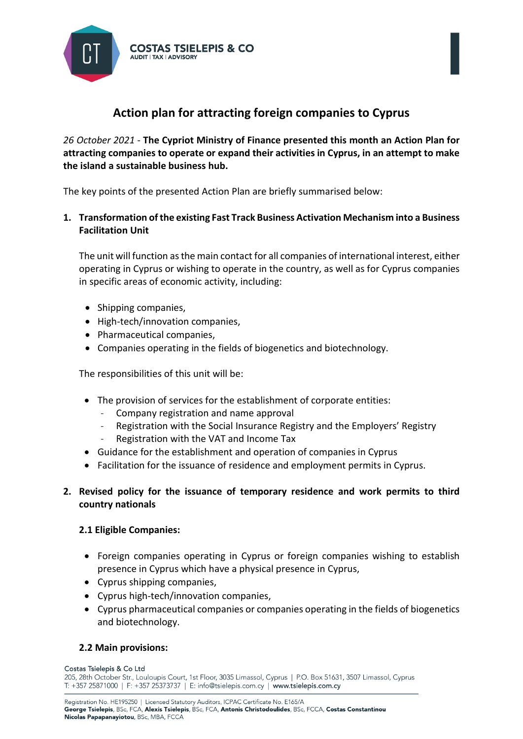# Action plan for attracting foreign companies to Cyprus

*26 October 2021* - **The Cypriot Ministry of Finance presented this month an Action Plan for attracting companies to operate or expand their activities in Cyprus, in an attempt to make the island a sustainable business hub.**

The key points of the presented Action Plan are briefly summarised below:

1. **Transformation of the existing Fast Track Business Activation Mechanism into a Business Facilitation Unit**

   The unit will function as the main contact for all companies of international interest, either operating in Cyprus or wishing to operate in the country, as well as for Cyprus companies in specific areas of economic activity, including:

   - Shipping companies,
   - High-tech/innovation companies,
   - Pharmaceutical companies,
   - Companies operating in the fields of biogenetics and biotechnology.

   The responsibilities of this unit will be:

   - The provision of services for the establishment of corporate entities:
     - Company registration and name approval
     - Registration with the Social Insurance Registry and the Employers' Registry
     - Registration with the VAT and Income Tax
   - Guidance for the establishment and operation of companies in Cyprus
   - Facilitation for the issuance of residence and employment permits in Cyprus.

2. **Revised policy for the issuance of temporary residence and work permits to third country nationals**

   **2.1 Eligible Companies:**

   - Foreign companies operating in Cyprus or foreign companies wishing to establish presence in Cyprus which have a physical presence in Cyprus,
   - Cyprus shipping companies,
   - Cyprus high-tech/innovation companies,
   - Cyprus pharmaceutical companies or companies operating in the fields of biogenetics and biotechnology.

   **2.2 Main provisions:**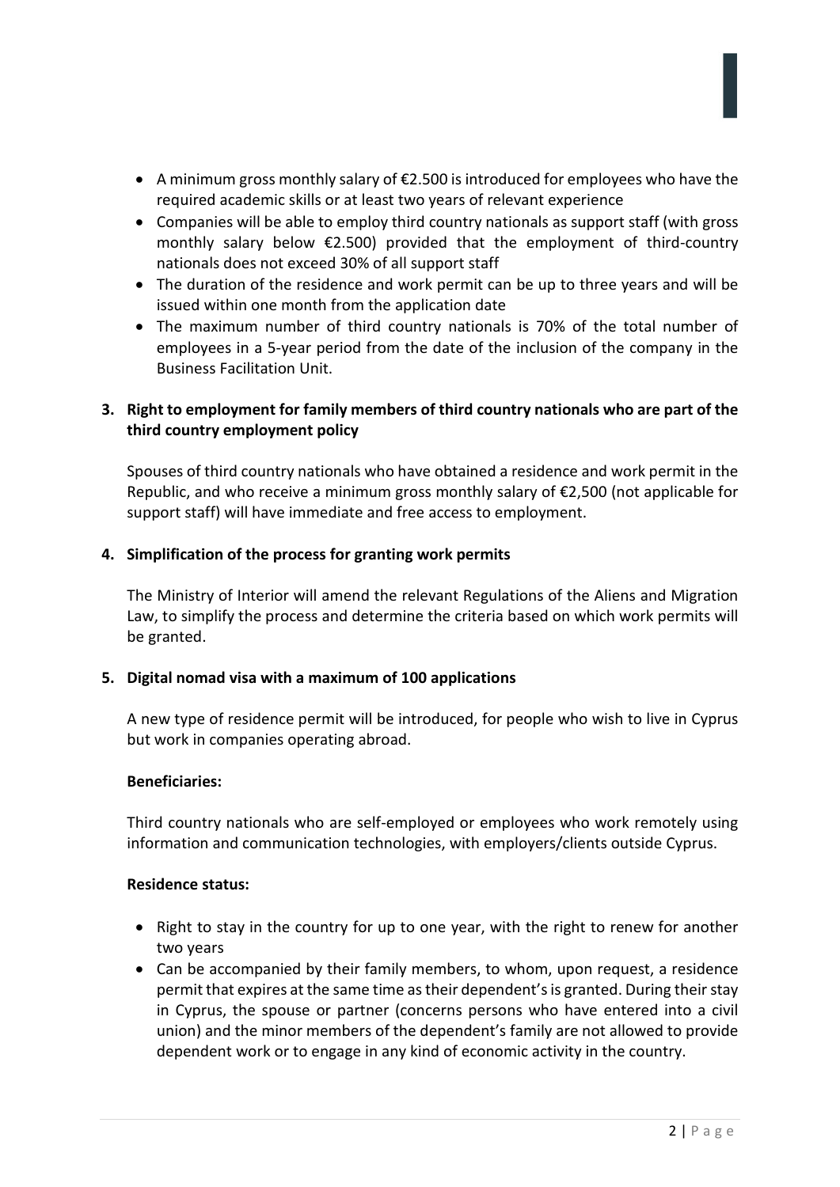- A minimum gross monthly salary of €2.500 is introduced for employees who have the required academic skills or at least two years of relevant experience
- Companies will be able to employ third country nationals as support staff (with gross monthly salary below €2.500) provided that the employment of third-country nationals does not exceed 30% of all support staff
- The duration of the residence and work permit can be up to three years and will be issued within one month from the application date
- The maximum number of third country nationals is 70% of the total number of employees in a 5-year period from the date of the inclusion of the company in the Business Facilitation Unit.

**3. Right to employment for family members of third country nationals who are part of the third country employment policy**

Spouses of third country nationals who have obtained a residence and work permit in the Republic, and who receive a minimum gross monthly salary of €2,500 (not applicable for support staff) will have immediate and free access to employment.

**4. Simplification of the process for granting work permits**

The Ministry of Interior will amend the relevant Regulations of the Aliens and Migration Law, to simplify the process and determine the criteria based on which work permits will be granted.

**5. Digital nomad visa with a maximum of 100 applications**

A new type of residence permit will be introduced, for people who wish to live in Cyprus but work in companies operating abroad.

**Beneficiaries:**

Third country nationals who are self-employed or employees who work remotely using information and communication technologies, with employers/clients outside Cyprus.

**Residence status:**

- Right to stay in the country for up to one year, with the right to renew for another two years
- Can be accompanied by their family members, to whom, upon request, a residence permit that expires at the same time as their dependent's is granted. During their stay in Cyprus, the spouse or partner (concerns persons who have entered into a civil union) and the minor members of the dependent's family are not allowed to provide dependent work or to engage in any kind of economic activity in the country.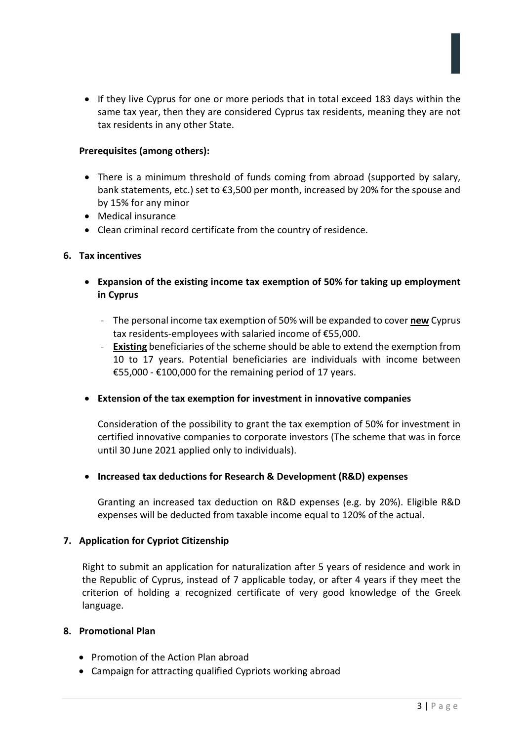- If they live Cyprus for one or more periods that in total exceed 183 days within the same tax year, then they are considered Cyprus tax residents, meaning they are not tax residents in any other State.

**Prerequisites (among others):**

- There is a minimum threshold of funds coming from abroad (supported by salary, bank statements, etc.) set to €3,500 per month, increased by 20% for the spouse and by 15% for any minor
- Medical insurance
- Clean criminal record certificate from the country of residence.

**6. Tax incentives**

- **Expansion of the existing income tax exemption of 50% for taking up employment in Cyprus**
  - The personal income tax exemption of 50% will be expanded to cover **new** Cyprus tax residents-employees with salaried income of €55,000.
  - **Existing** beneficiaries of the scheme should be able to extend the exemption from 10 to 17 years. Potential beneficiaries are individuals with income between €55,000 - €100,000 for the remaining period of 17 years.

- **Extension of the tax exemption for investment in innovative companies**

  Consideration of the possibility to grant the tax exemption of 50% for investment in certified innovative companies to corporate investors (The scheme that was in force until 30 June 2021 applied only to individuals).

- **Increased tax deductions for Research & Development (R&D) expenses**

  Granting an increased tax deduction on R&D expenses (e.g. by 20%). Eligible R&D expenses will be deducted from taxable income equal to 120% of the actual.

**7. Application for Cypriot Citizenship**

Right to submit an application for naturalization after 5 years of residence and work in the Republic of Cyprus, instead of 7 applicable today, or after 4 years if they meet the criterion of holding a recognized certificate of very good knowledge of the Greek language.

**8. Promotional Plan**

- Promotion of the Action Plan abroad
- Campaign for attracting qualified Cypriots working abroad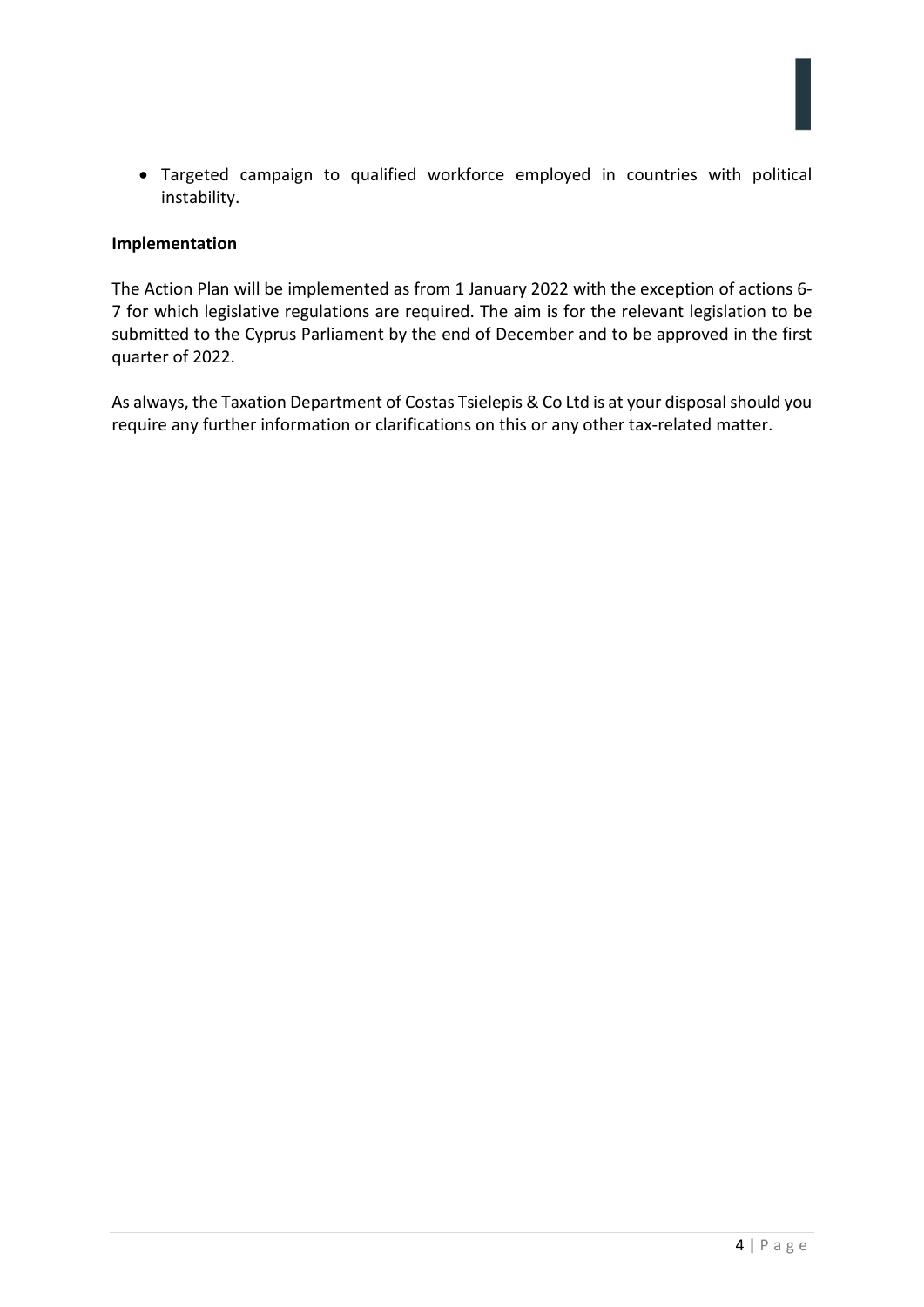- Targeted campaign to qualified workforce employed in countries with political instability.

**Implementation**

The Action Plan will be implemented as from 1 January 2022 with the exception of actions 6-7 for which legislative regulations are required. The aim is for the relevant legislation to be submitted to the Cyprus Parliament by the end of December and to be approved in the first quarter of 2022.

As always, the Taxation Department of Costas Tsielepis & Co Ltd is at your disposal should you require any further information or clarifications on this or any other tax-related matter.